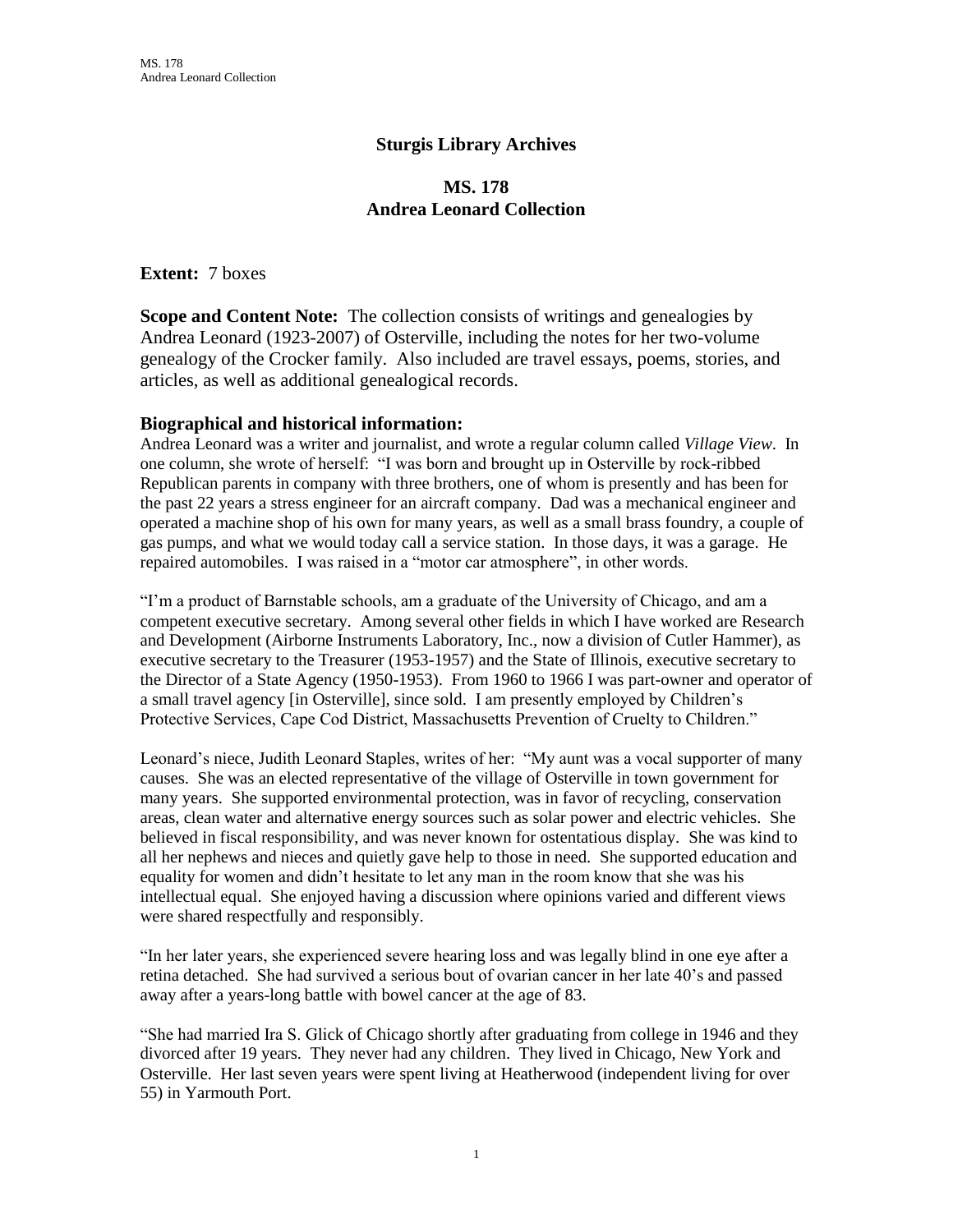## Sturgis Library Archives

## MS. 178
## Andrea Leonard Collection

**Extent:** 7 boxes

**Scope and Content Note:** The collection consists of writings and genealogies by Andrea Leonard (1923-2007) of Osterville, including the notes for her two-volume genealogy of the Crocker family. Also included are travel essays, poems, stories, and articles, as well as additional genealogical records.

### Biographical and historical information:

Andrea Leonard was a writer and journalist, and wrote a regular column called *Village View*. In one column, she wrote of herself: "I was born and brought up in Osterville by rock-ribbed Republican parents in company with three brothers, one of whom is presently and has been for the past 22 years a stress engineer for an aircraft company. Dad was a mechanical engineer and operated a machine shop of his own for many years, as well as a small brass foundry, a couple of gas pumps, and what we would today call a service station. In those days, it was a garage. He repaired automobiles. I was raised in a "motor car atmosphere", in other words.

"I'm a product of Barnstable schools, am a graduate of the University of Chicago, and am a competent executive secretary. Among several other fields in which I have worked are Research and Development (Airborne Instruments Laboratory, Inc., now a division of Cutler Hammer), as executive secretary to the Treasurer (1953-1957) and the State of Illinois, executive secretary to the Director of a State Agency (1950-1953). From 1960 to 1966 I was part-owner and operator of a small travel agency [in Osterville], since sold. I am presently employed by Children's Protective Services, Cape Cod District, Massachusetts Prevention of Cruelty to Children."

Leonard's niece, Judith Leonard Staples, writes of her: "My aunt was a vocal supporter of many causes. She was an elected representative of the village of Osterville in town government for many years. She supported environmental protection, was in favor of recycling, conservation areas, clean water and alternative energy sources such as solar power and electric vehicles. She believed in fiscal responsibility, and was never known for ostentatious display. She was kind to all her nephews and nieces and quietly gave help to those in need. She supported education and equality for women and didn't hesitate to let any man in the room know that she was his intellectual equal. She enjoyed having a discussion where opinions varied and different views were shared respectfully and responsibly.

"In her later years, she experienced severe hearing loss and was legally blind in one eye after a retina detached. She had survived a serious bout of ovarian cancer in her late 40's and passed away after a years-long battle with bowel cancer at the age of 83.

"She had married Ira S. Glick of Chicago shortly after graduating from college in 1946 and they divorced after 19 years. They never had any children. They lived in Chicago, New York and Osterville. Her last seven years were spent living at Heatherwood (independent living for over 55) in Yarmouth Port.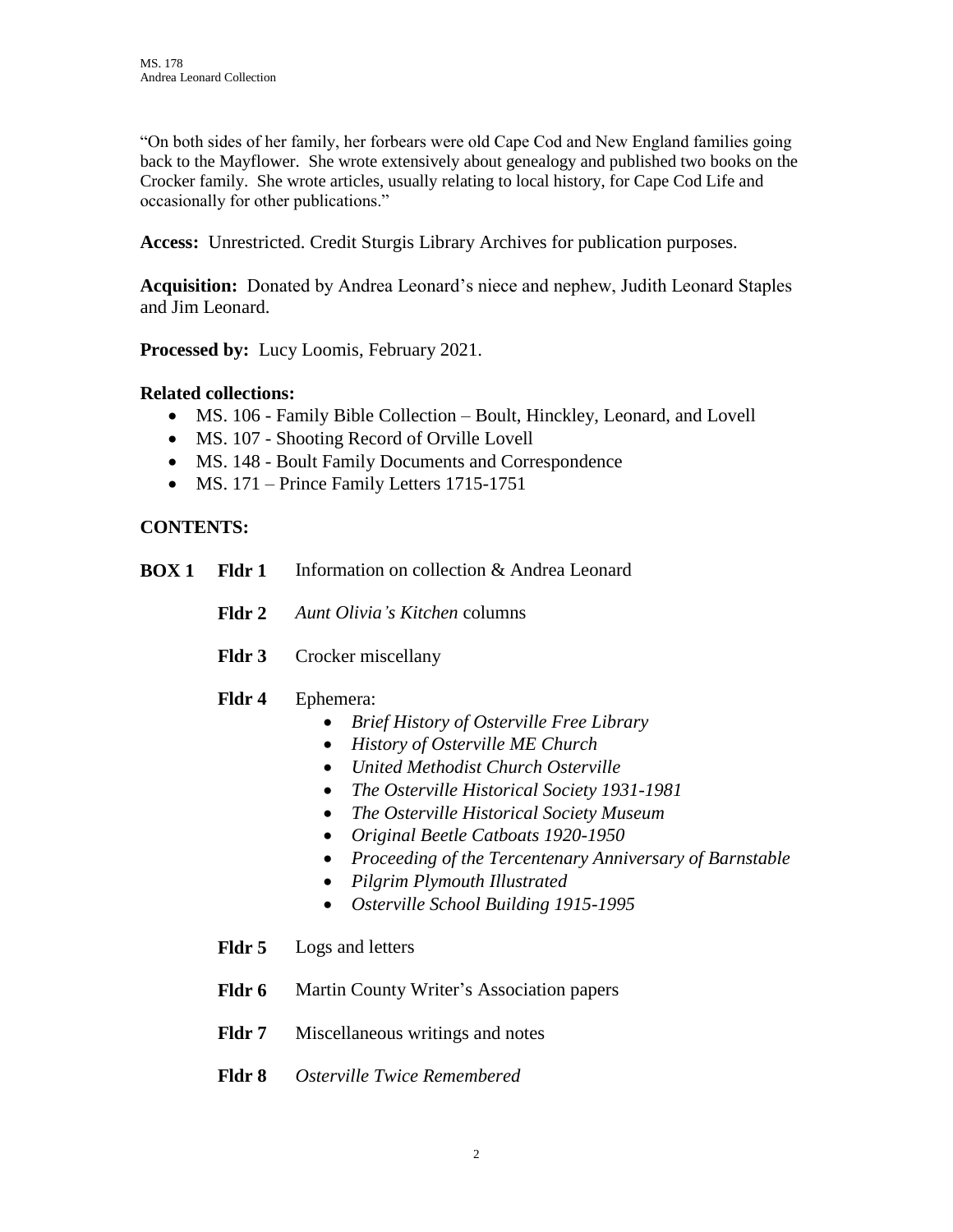"On both sides of her family, her forbears were old Cape Cod and New England families going back to the Mayflower. She wrote extensively about genealogy and published two books on the Crocker family. She wrote articles, usually relating to local history, for Cape Cod Life and occasionally for other publications."

**Access:** Unrestricted. Credit Sturgis Library Archives for publication purposes.

**Acquisition:** Donated by Andrea Leonard's niece and nephew, Judith Leonard Staples and Jim Leonard.

**Processed by:** Lucy Loomis, February 2021.

**Related collections:**

- MS. 106 - Family Bible Collection – Boult, Hinckley, Leonard, and Lovell
- MS. 107 - Shooting Record of Orville Lovell
- MS. 148 - Boult Family Documents and Correspondence
- MS. 171 – Prince Family Letters 1715-1751

**CONTENTS:**

**BOX 1**

**Fldr 1** Information on collection & Andrea Leonard

**Fldr 2** *Aunt Olivia's Kitchen* columns

**Fldr 3** Crocker miscellany

**Fldr 4** Ephemera:

- *Brief History of Osterville Free Library*
- *History of Osterville ME Church*
- *United Methodist Church Osterville*
- *The Osterville Historical Society 1931-1981*
- *The Osterville Historical Society Museum*
- *Original Beetle Catboats 1920-1950*
- *Proceeding of the Tercentenary Anniversary of Barnstable*
- *Pilgrim Plymouth Illustrated*
- *Osterville School Building 1915-1995*

**Fldr 5** Logs and letters

**Fldr 6** Martin County Writer's Association papers

**Fldr 7** Miscellaneous writings and notes

**Fldr 8** *Osterville Twice Remembered*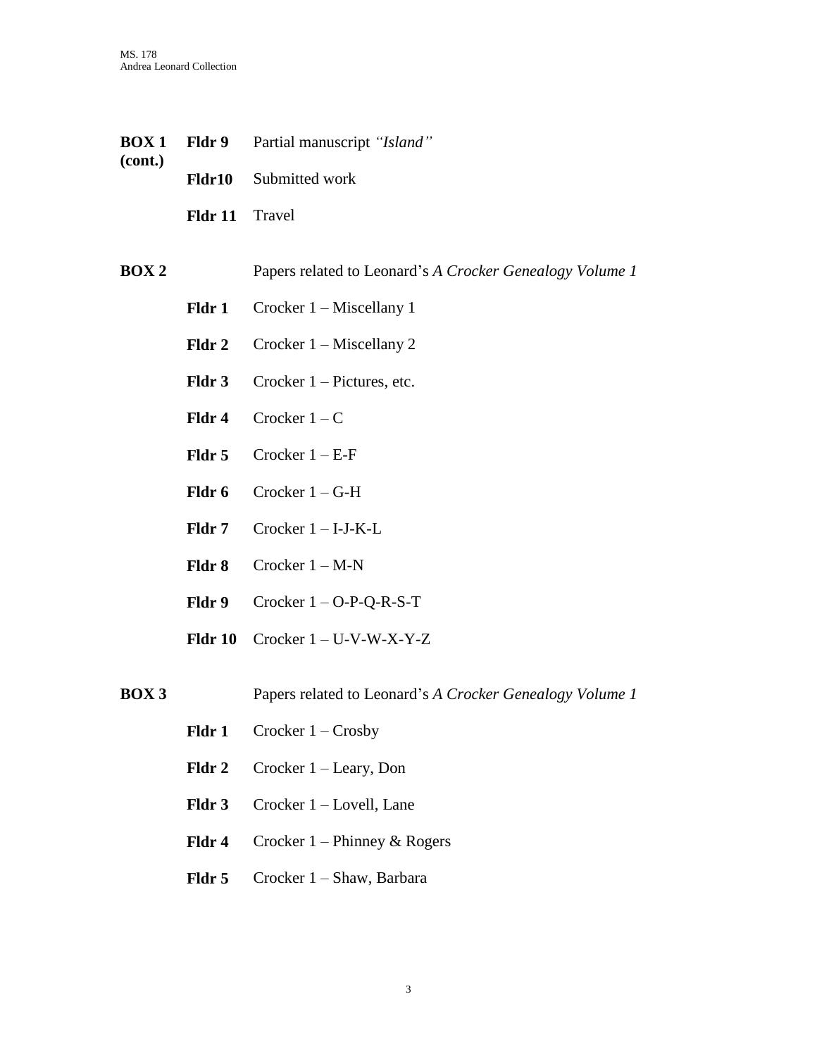**BOX 1 (cont.)**

**Fldr 9** Partial manuscript *"Island"*

**Fldr10** Submitted work

**Fldr 11** Travel

**BOX 2** Papers related to Leonard's *A Crocker Genealogy Volume 1*

**Fldr 1** Crocker 1 – Miscellany 1

**Fldr 2** Crocker 1 – Miscellany 2

**Fldr 3** Crocker 1 – Pictures, etc.

**Fldr 4** Crocker 1 – C

**Fldr 5** Crocker 1 – E-F

**Fldr 6** Crocker 1 – G-H

**Fldr 7** Crocker 1 – I-J-K-L

**Fldr 8** Crocker 1 – M-N

**Fldr 9** Crocker 1 – O-P-Q-R-S-T

**Fldr 10** Crocker 1 – U-V-W-X-Y-Z

**BOX 3** Papers related to Leonard's *A Crocker Genealogy Volume 1*

**Fldr 1** Crocker 1 – Crosby

**Fldr 2** Crocker 1 – Leary, Don

**Fldr 3** Crocker 1 – Lovell, Lane

**Fldr 4** Crocker 1 – Phinney & Rogers

**Fldr 5** Crocker 1 – Shaw, Barbara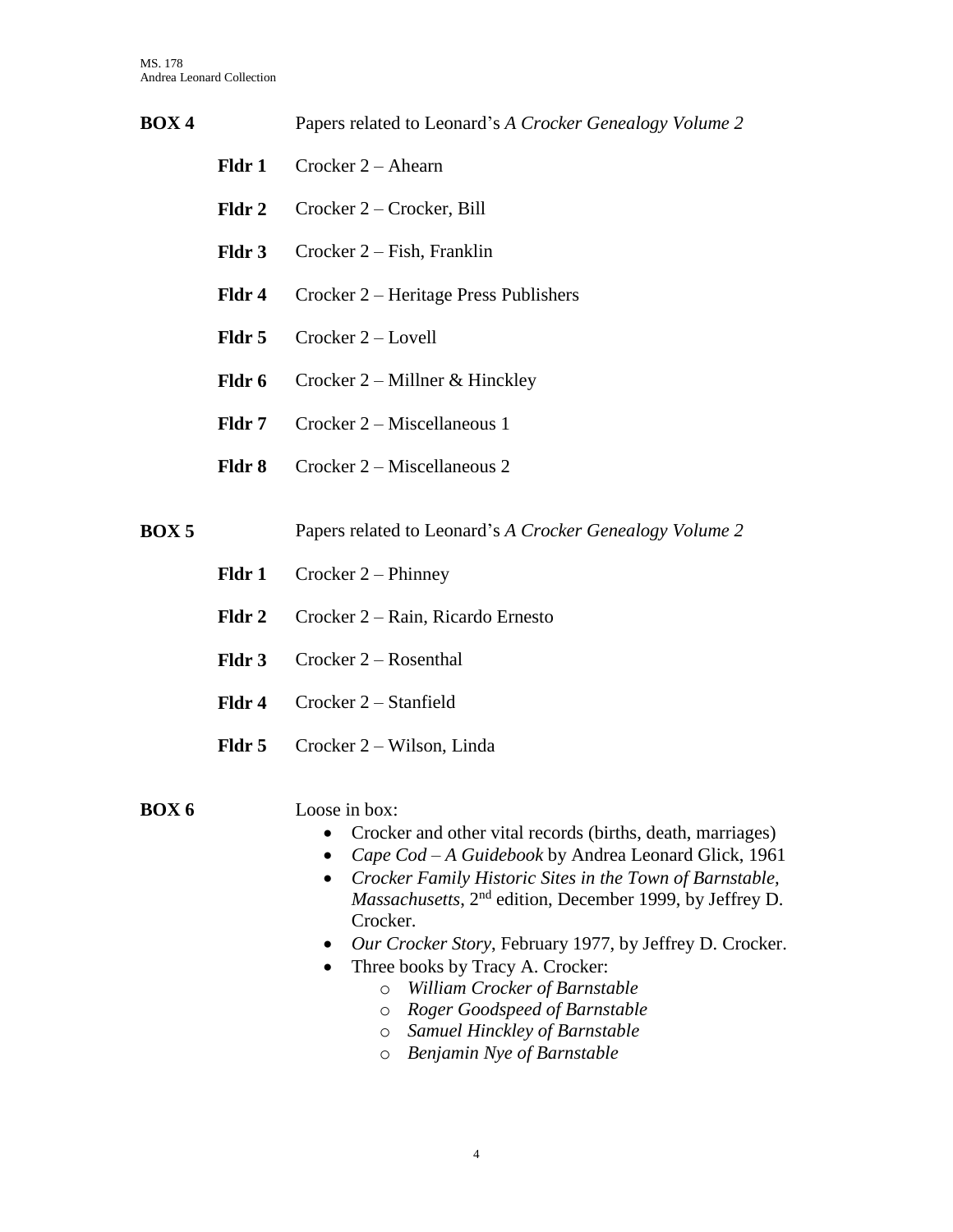**BOX 4** Papers related to Leonard's *A Crocker Genealogy Volume 2*

- **Fldr 1** Crocker 2 – Ahearn
- **Fldr 2** Crocker 2 – Crocker, Bill
- **Fldr 3** Crocker 2 – Fish, Franklin
- **Fldr 4** Crocker 2 – Heritage Press Publishers
- **Fldr 5** Crocker 2 – Lovell
- **Fldr 6** Crocker 2 – Millner & Hinckley
- **Fldr 7** Crocker 2 – Miscellaneous 1
- **Fldr 8** Crocker 2 – Miscellaneous 2

**BOX 5** Papers related to Leonard's *A Crocker Genealogy Volume 2*

- **Fldr 1** Crocker 2 – Phinney
- **Fldr 2** Crocker 2 – Rain, Ricardo Ernesto
- **Fldr 3** Crocker 2 – Rosenthal
- **Fldr 4** Crocker 2 – Stanfield
- **Fldr 5** Crocker 2 – Wilson, Linda

**BOX 6** Loose in box:

- Crocker and other vital records (births, death, marriages)
- *Cape Cod – A Guidebook* by Andrea Leonard Glick, 1961
- *Crocker Family Historic Sites in the Town of Barnstable, Massachusetts*, 2nd edition, December 1999, by Jeffrey D. Crocker.
- *Our Crocker Story*, February 1977, by Jeffrey D. Crocker.
- Three books by Tracy A. Crocker:
  - *William Crocker of Barnstable*
  - *Roger Goodspeed of Barnstable*
  - *Samuel Hinckley of Barnstable*
  - *Benjamin Nye of Barnstable*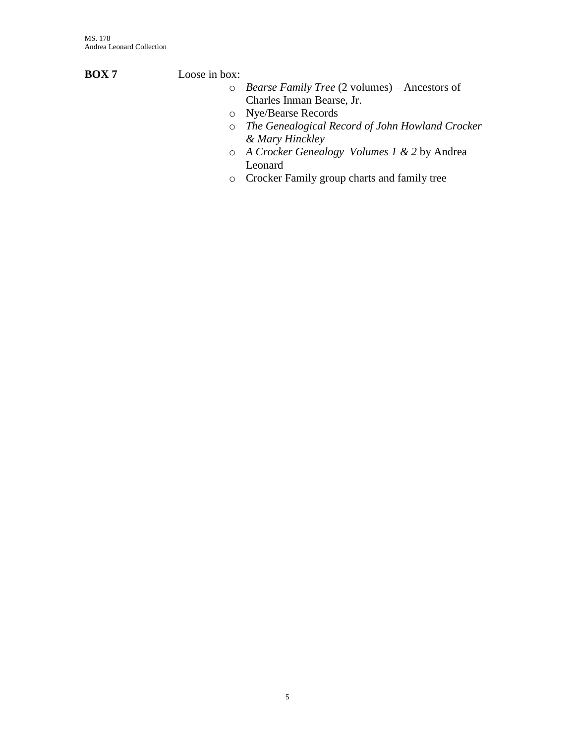**BOX 7** Loose in box:

- *Bearse Family Tree* (2 volumes) – Ancestors of Charles Inman Bearse, Jr.
- Nye/Bearse Records
- *The Genealogical Record of John Howland Crocker & Mary Hinckley*
- *A Crocker Genealogy Volumes 1 & 2* by Andrea Leonard
- Crocker Family group charts and family tree